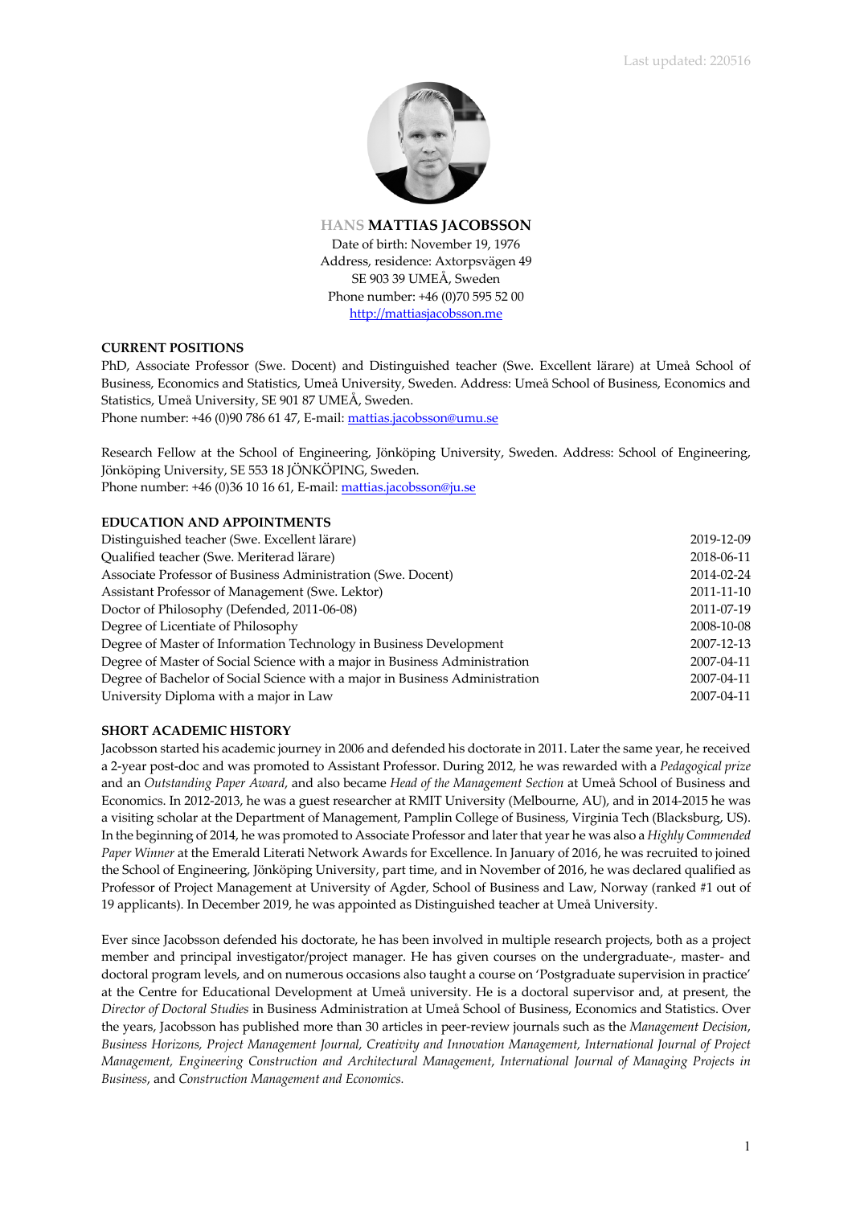Last updated: 220516

# HANS **MATTIAS JACOBSSON**

Date of birth: November 19, 1976
Address, residence: Axtorpsvägen 49
SE 903 39 UMEÅ, Sweden
Phone number: +46 (0)70 595 52 00
http://mattiasjacobsson.me

## CURRENT POSITIONS

PhD, Associate Professor (Swe. Docent) and Distinguished teacher (Swe. Excellent lärare) at Umeå School of Business, Economics and Statistics, Umeå University, Sweden. Address: Umeå School of Business, Economics and Statistics, Umeå University, SE 901 87 UMEÅ, Sweden.
Phone number: +46 (0)90 786 61 47, E-mail: mattias.jacobsson@umu.se

Research Fellow at the School of Engineering, Jönköping University, Sweden. Address: School of Engineering, Jönköping University, SE 553 18 JÖNKÖPING, Sweden.
Phone number: +46 (0)36 10 16 61, E-mail: mattias.jacobsson@ju.se

## EDUCATION AND APPOINTMENTS

| | |
|---|---|
| Distinguished teacher (Swe. Excellent lärare) | 2019-12-09 |
| Qualified teacher (Swe. Meriterad lärare) | 2018-06-11 |
| Associate Professor of Business Administration (Swe. Docent) | 2014-02-24 |
| Assistant Professor of Management (Swe. Lektor) | 2011-11-10 |
| Doctor of Philosophy (Defended, 2011-06-08) | 2011-07-19 |
| Degree of Licentiate of Philosophy | 2008-10-08 |
| Degree of Master of Information Technology in Business Development | 2007-12-13 |
| Degree of Master of Social Science with a major in Business Administration | 2007-04-11 |
| Degree of Bachelor of Social Science with a major in Business Administration | 2007-04-11 |
| University Diploma with a major in Law | 2007-04-11 |

## SHORT ACADEMIC HISTORY

Jacobsson started his academic journey in 2006 and defended his doctorate in 2011. Later the same year, he received a 2-year post-doc and was promoted to Assistant Professor. During 2012, he was rewarded with a *Pedagogical prize* and an *Outstanding Paper Award*, and also became *Head of the Management Section* at Umeå School of Business and Economics. In 2012-2013, he was a guest researcher at RMIT University (Melbourne, AU), and in 2014-2015 he was a visiting scholar at the Department of Management, Pamplin College of Business, Virginia Tech (Blacksburg, US). In the beginning of 2014, he was promoted to Associate Professor and later that year he was also a *Highly Commended Paper Winner* at the Emerald Literati Network Awards for Excellence. In January of 2016, he was recruited to joined the School of Engineering, Jönköping University, part time, and in November of 2016, he was declared qualified as Professor of Project Management at University of Agder, School of Business and Law, Norway (ranked #1 out of 19 applicants). In December 2019, he was appointed as Distinguished teacher at Umeå University.

Ever since Jacobsson defended his doctorate, he has been involved in multiple research projects, both as a project member and principal investigator/project manager. He has given courses on the undergraduate-, master- and doctoral program levels, and on numerous occasions also taught a course on 'Postgraduate supervision in practice' at the Centre for Educational Development at Umeå university. He is a doctoral supervisor and, at present, the *Director of Doctoral Studies* in Business Administration at Umeå School of Business, Economics and Statistics. Over the years, Jacobsson has published more than 30 articles in peer-review journals such as the *Management Decision*, *Business Horizons, Project Management Journal, Creativity and Innovation Management, International Journal of Project Management, Engineering Construction and Architectural Management, International Journal of Managing Projects in Business*, and *Construction Management and Economics.*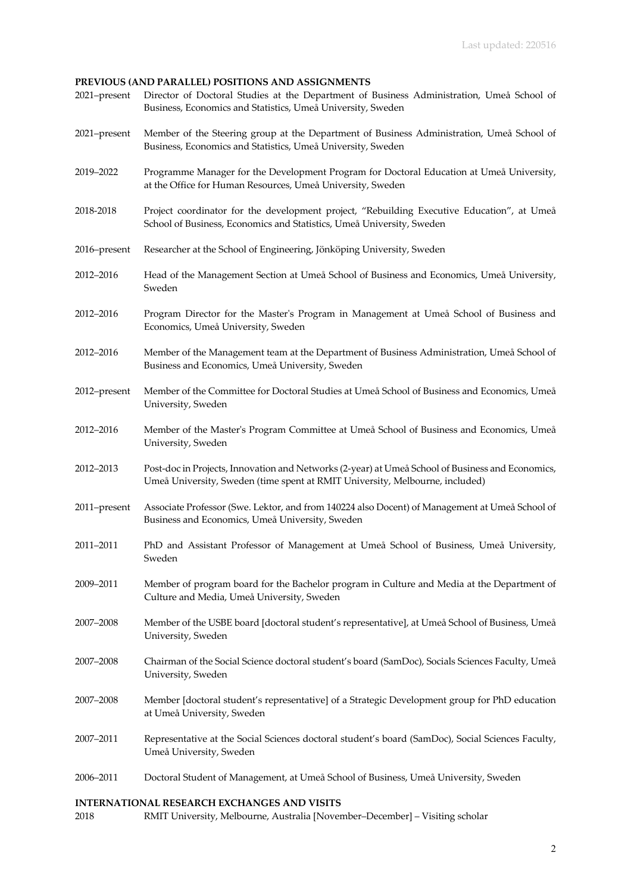## PREVIOUS (AND PARALLEL) POSITIONS AND ASSIGNMENTS

2021–present Director of Doctoral Studies at the Department of Business Administration, Umeå School of Business, Economics and Statistics, Umeå University, Sweden

2021–present Member of the Steering group at the Department of Business Administration, Umeå School of Business, Economics and Statistics, Umeå University, Sweden

2019–2022 Programme Manager for the Development Program for Doctoral Education at Umeå University, at the Office for Human Resources, Umeå University, Sweden

2018-2018 Project coordinator for the development project, "Rebuilding Executive Education", at Umeå School of Business, Economics and Statistics, Umeå University, Sweden

2016–present Researcher at the School of Engineering, Jönköping University, Sweden

2012–2016 Head of the Management Section at Umeå School of Business and Economics, Umeå University, Sweden

2012–2016 Program Director for the Master's Program in Management at Umeå School of Business and Economics, Umeå University, Sweden

2012–2016 Member of the Management team at the Department of Business Administration, Umeå School of Business and Economics, Umeå University, Sweden

2012–present Member of the Committee for Doctoral Studies at Umeå School of Business and Economics, Umeå University, Sweden

2012–2016 Member of the Master's Program Committee at Umeå School of Business and Economics, Umeå University, Sweden

2012–2013 Post-doc in Projects, Innovation and Networks (2-year) at Umeå School of Business and Economics, Umeå University, Sweden (time spent at RMIT University, Melbourne, included)

2011–present Associate Professor (Swe. Lektor, and from 140224 also Docent) of Management at Umeå School of Business and Economics, Umeå University, Sweden

2011–2011 PhD and Assistant Professor of Management at Umeå School of Business, Umeå University, Sweden

2009–2011 Member of program board for the Bachelor program in Culture and Media at the Department of Culture and Media, Umeå University, Sweden

2007–2008 Member of the USBE board [doctoral student's representative], at Umeå School of Business, Umeå University, Sweden

2007–2008 Chairman of the Social Science doctoral student's board (SamDoc), Socials Sciences Faculty, Umeå University, Sweden

2007–2008 Member [doctoral student's representative] of a Strategic Development group for PhD education at Umeå University, Sweden

2007–2011 Representative at the Social Sciences doctoral student's board (SamDoc), Social Sciences Faculty, Umeå University, Sweden

2006–2011 Doctoral Student of Management, at Umeå School of Business, Umeå University, Sweden

## INTERNATIONAL RESEARCH EXCHANGES AND VISITS

2018 RMIT University, Melbourne, Australia [November–December] – Visiting scholar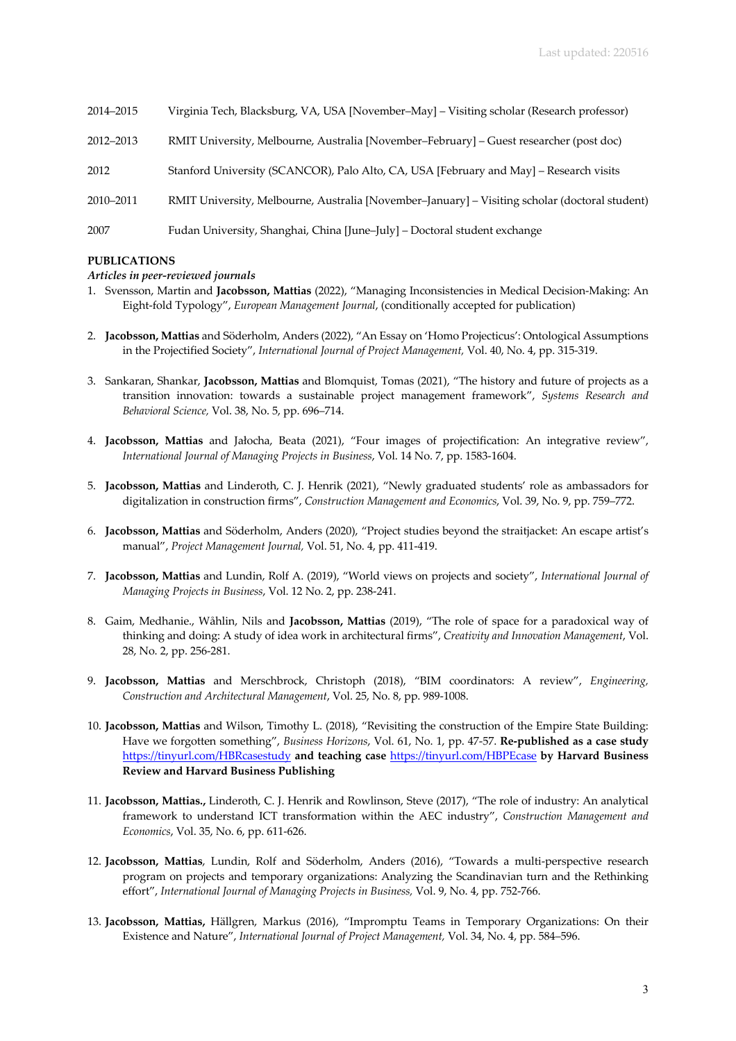| | |
|---|---|
| 2014–2015 | Virginia Tech, Blacksburg, VA, USA [November–May] – Visiting scholar (Research professor) |
| 2012–2013 | RMIT University, Melbourne, Australia [November–February] – Guest researcher (post doc) |
| 2012 | Stanford University (SCANCOR), Palo Alto, CA, USA [February and May] – Research visits |
| 2010–2011 | RMIT University, Melbourne, Australia [November–January] – Visiting scholar (doctoral student) |
| 2007 | Fudan University, Shanghai, China [June–July] – Doctoral student exchange |

## PUBLICATIONS

### *Articles in peer-reviewed journals*

1. Svensson, Martin and **Jacobsson, Mattias** (2022), "Managing Inconsistencies in Medical Decision-Making: An Eight-fold Typology", *European Management Journal*, (conditionally accepted for publication)

2. **Jacobsson, Mattias** and Söderholm, Anders (2022), "An Essay on 'Homo Projecticus': Ontological Assumptions in the Projectified Society", *International Journal of Project Management,* Vol. 40, No. 4, pp. 315-319.

3. Sankaran, Shankar, **Jacobsson, Mattias** and Blomquist, Tomas (2021), "The history and future of projects as a transition innovation: towards a sustainable project management framework", *Systems Research and Behavioral Science,* Vol. 38, No. 5, pp. 696–714.

4. **Jacobsson, Mattias** and Jałocha, Beata (2021), "Four images of projectification: An integrative review", *International Journal of Managing Projects in Business*, Vol. 14 No. 7, pp. 1583-1604.

5. **Jacobsson, Mattias** and Linderoth, C. J. Henrik (2021), "Newly graduated students' role as ambassadors for digitalization in construction firms", *Construction Management and Economics*, Vol. 39, No. 9, pp. 759–772.

6. **Jacobsson, Mattias** and Söderholm, Anders (2020), "Project studies beyond the straitjacket: An escape artist's manual", *Project Management Journal,* Vol. 51, No. 4, pp. 411-419.

7. **Jacobsson, Mattias** and Lundin, Rolf A. (2019), "World views on projects and society", *International Journal of Managing Projects in Business*, Vol. 12 No. 2, pp. 238-241.

8. Gaim, Medhanie., Wåhlin, Nils and **Jacobsson, Mattias** (2019), "The role of space for a paradoxical way of thinking and doing: A study of idea work in architectural firms", *Creativity and Innovation Management*, Vol. 28, No. 2, pp. 256-281.

9. **Jacobsson, Mattias** and Merschbrock, Christoph (2018), "BIM coordinators: A review", *Engineering, Construction and Architectural Management*, Vol. 25, No. 8, pp. 989-1008.

10. **Jacobsson, Mattias** and Wilson, Timothy L. (2018), "Revisiting the construction of the Empire State Building: Have we forgotten something", *Business Horizons*, Vol. 61, No. 1, pp. 47-57. **Re-published as a case study** https://tinyurl.com/HBRcasestudy **and teaching case** https://tinyurl.com/HBPEcase **by Harvard Business Review and Harvard Business Publishing**

11. **Jacobsson, Mattias.,** Linderoth, C. J. Henrik and Rowlinson, Steve (2017), "The role of industry: An analytical framework to understand ICT transformation within the AEC industry", *Construction Management and Economics*, Vol. 35, No. 6, pp. 611-626.

12. **Jacobsson, Mattias**, Lundin, Rolf and Söderholm, Anders (2016), "Towards a multi-perspective research program on projects and temporary organizations: Analyzing the Scandinavian turn and the Rethinking effort", *International Journal of Managing Projects in Business,* Vol. 9, No. 4, pp. 752-766.

13. **Jacobsson, Mattias,** Hällgren, Markus (2016), "Impromptu Teams in Temporary Organizations: On their Existence and Nature", *International Journal of Project Management,* Vol. 34, No. 4, pp. 584–596.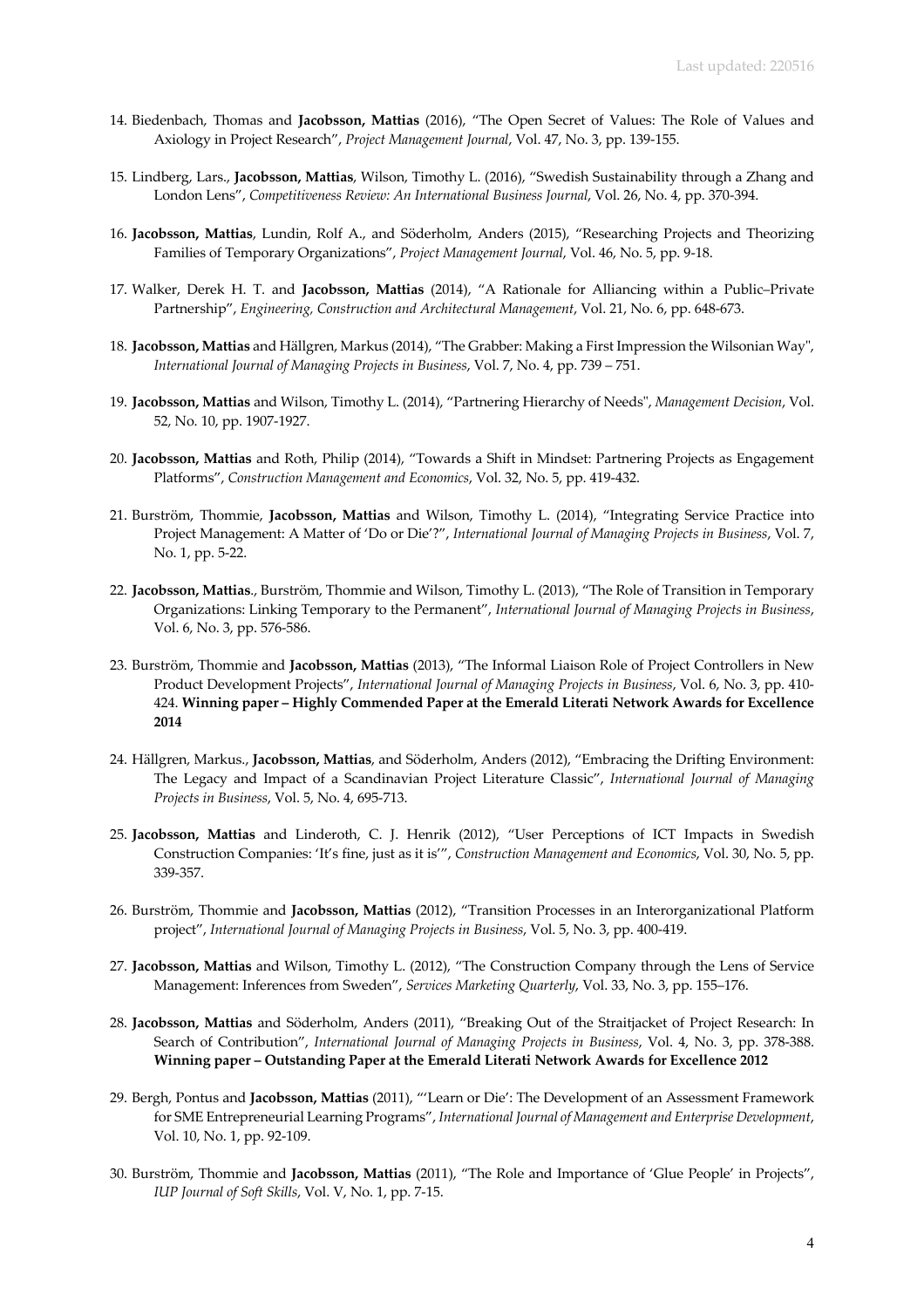14. Biedenbach, Thomas and **Jacobsson, Mattias** (2016), "The Open Secret of Values: The Role of Values and Axiology in Project Research", *Project Management Journal*, Vol. 47, No. 3, pp. 139-155.

15. Lindberg, Lars., **Jacobsson, Mattias**, Wilson, Timothy L. (2016), "Swedish Sustainability through a Zhang and London Lens", *Competitiveness Review: An International Business Journal*, Vol. 26, No. 4, pp. 370-394.

16. **Jacobsson, Mattias**, Lundin, Rolf A., and Söderholm, Anders (2015), "Researching Projects and Theorizing Families of Temporary Organizations", *Project Management Journal*, Vol. 46, No. 5, pp. 9-18.

17. Walker, Derek H. T. and **Jacobsson, Mattias** (2014), "A Rationale for Alliancing within a Public–Private Partnership", *Engineering, Construction and Architectural Management*, Vol. 21, No. 6, pp. 648-673.

18. **Jacobsson, Mattias** and Hällgren, Markus (2014), "The Grabber: Making a First Impression the Wilsonian Way", *International Journal of Managing Projects in Business*, Vol. 7, No. 4, pp. 739 – 751.

19. **Jacobsson, Mattias** and Wilson, Timothy L. (2014), "Partnering Hierarchy of Needs", *Management Decision*, Vol. 52, No. 10, pp. 1907-1927.

20. **Jacobsson, Mattias** and Roth, Philip (2014), "Towards a Shift in Mindset: Partnering Projects as Engagement Platforms", *Construction Management and Economics*, Vol. 32, No. 5, pp. 419-432.

21. Burström, Thommie, **Jacobsson, Mattias** and Wilson, Timothy L. (2014), "Integrating Service Practice into Project Management: A Matter of 'Do or Die'?", *International Journal of Managing Projects in Business*, Vol. 7, No. 1, pp. 5-22.

22. **Jacobsson, Mattias**., Burström, Thommie and Wilson, Timothy L. (2013), "The Role of Transition in Temporary Organizations: Linking Temporary to the Permanent", *International Journal of Managing Projects in Business*, Vol. 6, No. 3, pp. 576-586.

23. Burström, Thommie and **Jacobsson, Mattias** (2013), "The Informal Liaison Role of Project Controllers in New Product Development Projects", *International Journal of Managing Projects in Business*, Vol. 6, No. 3, pp. 410-424. **Winning paper – Highly Commended Paper at the Emerald Literati Network Awards for Excellence 2014**

24. Hällgren, Markus., **Jacobsson, Mattias**, and Söderholm, Anders (2012), "Embracing the Drifting Environment: The Legacy and Impact of a Scandinavian Project Literature Classic", *International Journal of Managing Projects in Business*, Vol. 5, No. 4, 695-713.

25. **Jacobsson, Mattias** and Linderoth, C. J. Henrik (2012), "User Perceptions of ICT Impacts in Swedish Construction Companies: 'It's fine, just as it is'", *Construction Management and Economics*, Vol. 30, No. 5, pp. 339-357.

26. Burström, Thommie and **Jacobsson, Mattias** (2012), "Transition Processes in an Interorganizational Platform project", *International Journal of Managing Projects in Business*, Vol. 5, No. 3, pp. 400-419.

27. **Jacobsson, Mattias** and Wilson, Timothy L. (2012), "The Construction Company through the Lens of Service Management: Inferences from Sweden", *Services Marketing Quarterly*, Vol. 33, No. 3, pp. 155–176.

28. **Jacobsson, Mattias** and Söderholm, Anders (2011), "Breaking Out of the Straitjacket of Project Research: In Search of Contribution", *International Journal of Managing Projects in Business*, Vol. 4, No. 3, pp. 378-388. **Winning paper – Outstanding Paper at the Emerald Literati Network Awards for Excellence 2012**

29. Bergh, Pontus and **Jacobsson, Mattias** (2011), "'Learn or Die': The Development of an Assessment Framework for SME Entrepreneurial Learning Programs", *International Journal of Management and Enterprise Development*, Vol. 10, No. 1, pp. 92-109.

30. Burström, Thommie and **Jacobsson, Mattias** (2011), "The Role and Importance of 'Glue People' in Projects", *IUP Journal of Soft Skills*, Vol. V, No. 1, pp. 7-15.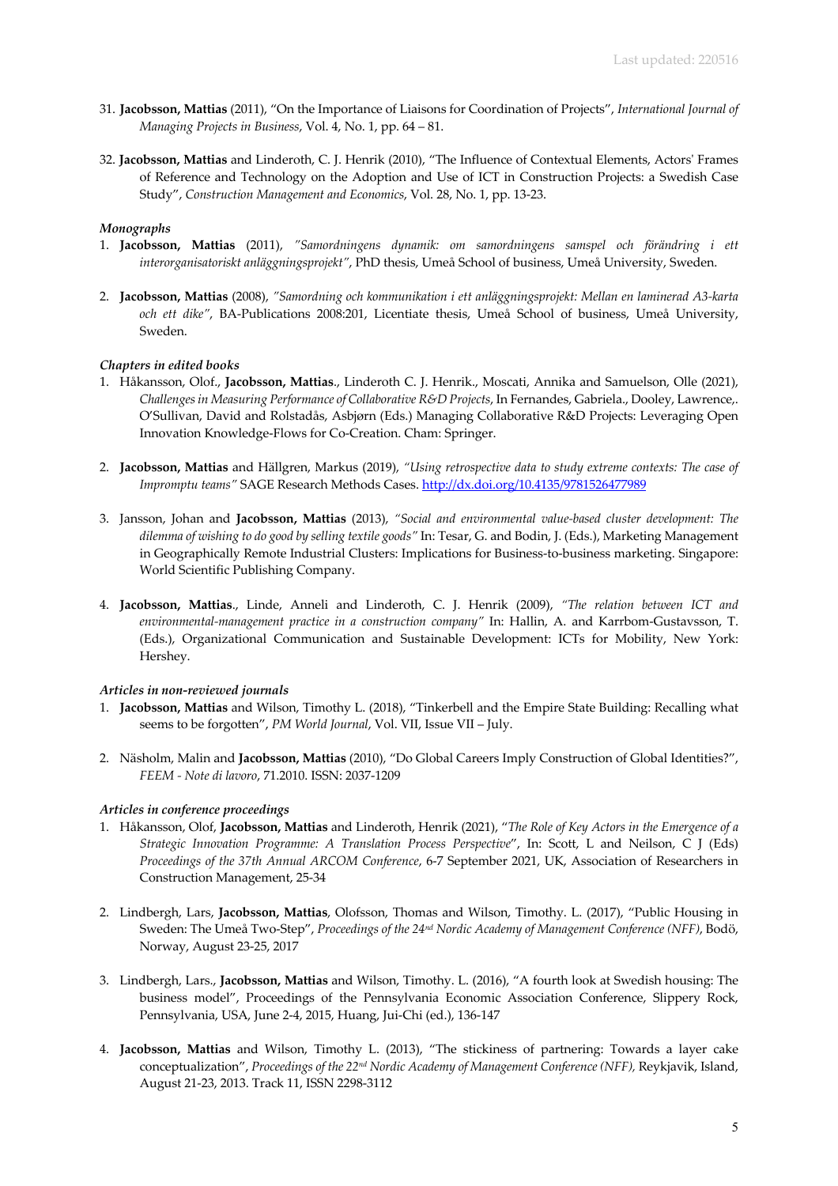31. **Jacobsson, Mattias** (2011), "On the Importance of Liaisons for Coordination of Projects", *International Journal of Managing Projects in Business*, Vol. 4, No. 1, pp. 64 – 81.

32. **Jacobsson, Mattias** and Linderoth, C. J. Henrik (2010), "The Influence of Contextual Elements, Actors' Frames of Reference and Technology on the Adoption and Use of ICT in Construction Projects: a Swedish Case Study", *Construction Management and Economics*, Vol. 28, No. 1, pp. 13-23.

***Monographs***

1. **Jacobsson, Mattias** (2011), *"Samordningens dynamik: om samordningens samspel och förändring i ett interorganisatoriskt anläggningsprojekt"*, PhD thesis, Umeå School of business, Umeå University, Sweden.

2. **Jacobsson, Mattias** (2008), *"Samordning och kommunikation i ett anläggningsprojekt: Mellan en laminerad A3-karta och ett dike"*, BA-Publications 2008:201, Licentiate thesis, Umeå School of business, Umeå University, Sweden.

***Chapters in edited books***

1. Håkansson, Olof., **Jacobsson, Mattias**., Linderoth C. J. Henrik., Moscati, Annika and Samuelson, Olle (2021), *Challenges in Measuring Performance of Collaborative R&D Projects*, In Fernandes, Gabriela., Dooley, Lawrence,. O'Sullivan, David and Rolstadås, Asbjørn (Eds.) Managing Collaborative R&D Projects: Leveraging Open Innovation Knowledge-Flows for Co-Creation. Cham: Springer.

2. **Jacobsson, Mattias** and Hällgren, Markus (2019), *"Using retrospective data to study extreme contexts: The case of Impromptu teams"* SAGE Research Methods Cases. http://dx.doi.org/10.4135/9781526477989

3. Jansson, Johan and **Jacobsson, Mattias** (2013), *"Social and environmental value-based cluster development: The dilemma of wishing to do good by selling textile goods"* In: Tesar, G. and Bodin, J. (Eds.), Marketing Management in Geographically Remote Industrial Clusters: Implications for Business-to-business marketing. Singapore: World Scientific Publishing Company.

4. **Jacobsson, Mattias**., Linde, Anneli and Linderoth, C. J. Henrik (2009), *"The relation between ICT and environmental-management practice in a construction company"* In: Hallin, A. and Karrbom-Gustavsson, T. (Eds.), Organizational Communication and Sustainable Development: ICTs for Mobility, New York: Hershey.

***Articles in non-reviewed journals***

1. **Jacobsson, Mattias** and Wilson, Timothy L. (2018), "Tinkerbell and the Empire State Building: Recalling what seems to be forgotten", *PM World Journal*, Vol. VII, Issue VII – July.

2. Näsholm, Malin and **Jacobsson, Mattias** (2010), "Do Global Careers Imply Construction of Global Identities?", *FEEM - Note di lavoro*, 71.2010. ISSN: 2037-1209

***Articles in conference proceedings***

1. Håkansson, Olof, **Jacobsson, Mattias** and Linderoth, Henrik (2021), "*The Role of Key Actors in the Emergence of a Strategic Innovation Programme: A Translation Process Perspective*", In: Scott, L and Neilson, C J (Eds) *Proceedings of the 37th Annual ARCOM Conference*, 6-7 September 2021, UK, Association of Researchers in Construction Management, 25-34

2. Lindbergh, Lars, **Jacobsson, Mattias**, Olofsson, Thomas and Wilson, Timothy. L. (2017), "Public Housing in Sweden: The Umeå Two-Step", *Proceedings of the 24nd Nordic Academy of Management Conference (NFF)*, Bodö, Norway, August 23-25, 2017

3. Lindbergh, Lars., **Jacobsson, Mattias** and Wilson, Timothy. L. (2016), "A fourth look at Swedish housing: The business model", Proceedings of the Pennsylvania Economic Association Conference, Slippery Rock, Pennsylvania, USA, June 2-4, 2015, Huang, Jui-Chi (ed.), 136-147

4. **Jacobsson, Mattias** and Wilson, Timothy L. (2013), "The stickiness of partnering: Towards a layer cake conceptualization", *Proceedings of the 22nd Nordic Academy of Management Conference (NFF),* Reykjavik, Island, August 21-23, 2013. Track 11, ISSN 2298-3112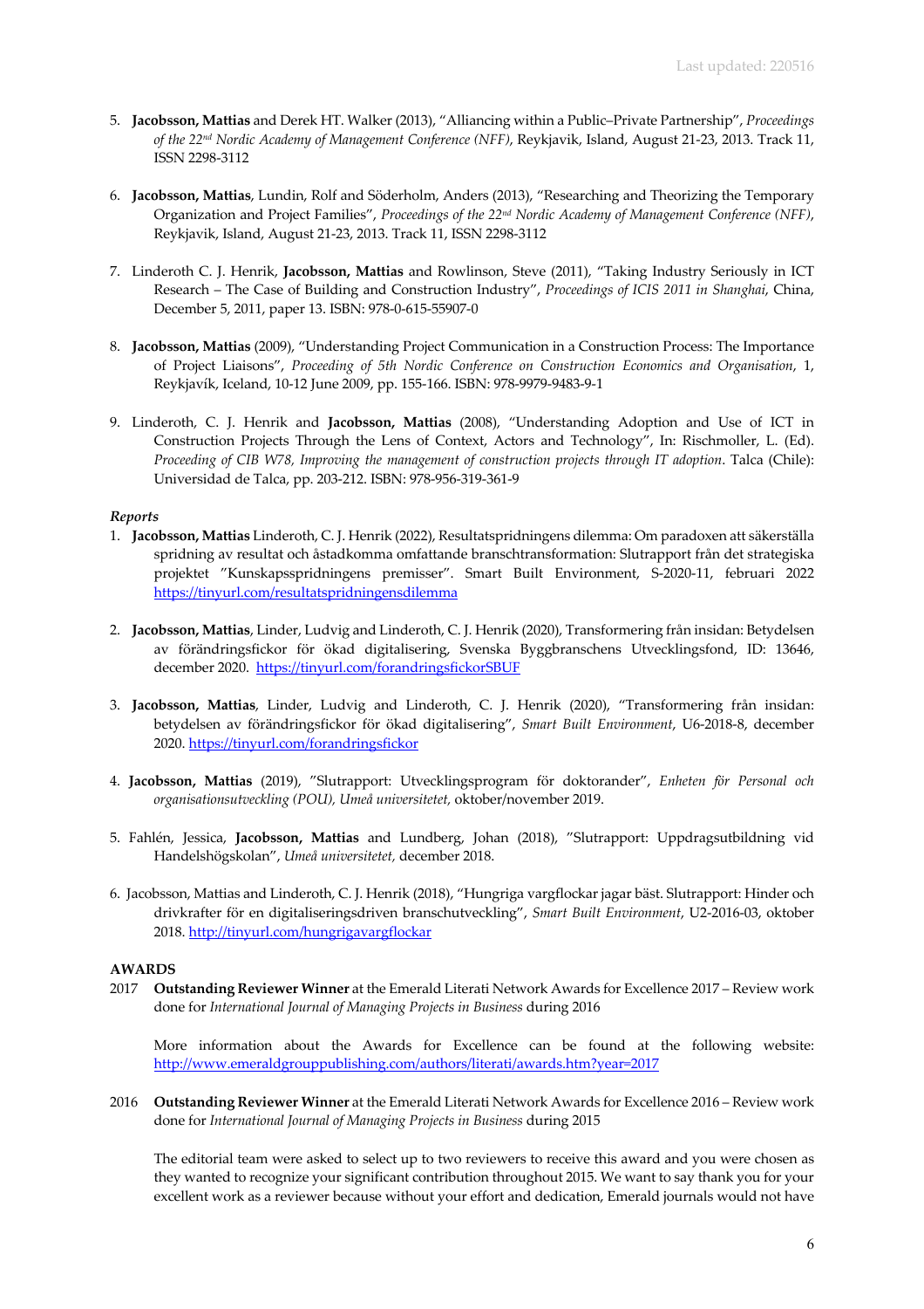5. **Jacobsson, Mattias** and Derek HT. Walker (2013), "Alliancing within a Public–Private Partnership", *Proceedings of the 22nd Nordic Academy of Management Conference (NFF)*, Reykjavik, Island, August 21-23, 2013. Track 11, ISSN 2298-3112

6. **Jacobsson, Mattias**, Lundin, Rolf and Söderholm, Anders (2013), "Researching and Theorizing the Temporary Organization and Project Families", *Proceedings of the 22nd Nordic Academy of Management Conference (NFF)*, Reykjavik, Island, August 21-23, 2013. Track 11, ISSN 2298-3112

7. Linderoth C. J. Henrik, **Jacobsson, Mattias** and Rowlinson, Steve (2011), "Taking Industry Seriously in ICT Research – The Case of Building and Construction Industry", *Proceedings of ICIS 2011 in Shanghai*, China, December 5, 2011, paper 13. ISBN: 978-0-615-55907-0

8. **Jacobsson, Mattias** (2009), "Understanding Project Communication in a Construction Process: The Importance of Project Liaisons", *Proceeding of 5th Nordic Conference on Construction Economics and Organisation*, 1, Reykjavík, Iceland, 10-12 June 2009, pp. 155-166. ISBN: 978-9979-9483-9-1

9. Linderoth, C. J. Henrik and **Jacobsson, Mattias** (2008), "Understanding Adoption and Use of ICT in Construction Projects Through the Lens of Context, Actors and Technology", In: Rischmoller, L. (Ed). *Proceeding of CIB W78, Improving the management of construction projects through IT adoption*. Talca (Chile): Universidad de Talca, pp. 203-212. ISBN: 978-956-319-361-9

*Reports*

1. **Jacobsson, Mattias** Linderoth, C. J. Henrik (2022), Resultatspridningens dilemma: Om paradoxen att säkerställa spridning av resultat och åstadkomma omfattande branschtransformation: Slutrapport från det strategiska projektet "Kunskapsspridningens premisser". Smart Built Environment, S-2020-11, februari 2022 https://tinyurl.com/resultatspridningensdilemma

2. **Jacobsson, Mattias**, Linder, Ludvig and Linderoth, C. J. Henrik (2020), Transformering från insidan: Betydelsen av förändringsfickor för ökad digitalisering, Svenska Byggbranschens Utvecklingsfond, ID: 13646, december 2020. https://tinyurl.com/forandringsfickorSBUF

3. **Jacobsson, Mattias**, Linder, Ludvig and Linderoth, C. J. Henrik (2020), "Transformering från insidan: betydelsen av förändringsfickor för ökad digitalisering", *Smart Built Environment*, U6-2018-8, december 2020. https://tinyurl.com/forandringsfickor

4. **Jacobsson, Mattias** (2019), "Slutrapport: Utvecklingsprogram för doktorander", *Enheten för Personal och organisationsutveckling (POU), Umeå universitetet,* oktober/november 2019.

5. Fahlén, Jessica, **Jacobsson, Mattias** and Lundberg, Johan (2018), "Slutrapport: Uppdragsutbildning vid Handelshögskolan", *Umeå universitetet,* december 2018.

6. Jacobsson, Mattias and Linderoth, C. J. Henrik (2018), "Hungriga vargflockar jagar bäst. Slutrapport: Hinder och drivkrafter för en digitaliseringsdriven branschutveckling", *Smart Built Environment*, U2-2016-03, oktober 2018. http://tinyurl.com/hungrigavargflockar

**AWARDS**

2017 **Outstanding Reviewer Winner** at the Emerald Literati Network Awards for Excellence 2017 – Review work done for *International Journal of Managing Projects in Business* during 2016

More information about the Awards for Excellence can be found at the following website: http://www.emeraldgrouppublishing.com/authors/literati/awards.htm?year=2017

2016 **Outstanding Reviewer Winner** at the Emerald Literati Network Awards for Excellence 2016 – Review work done for *International Journal of Managing Projects in Business* during 2015

The editorial team were asked to select up to two reviewers to receive this award and you were chosen as they wanted to recognize your significant contribution throughout 2015. We want to say thank you for your excellent work as a reviewer because without your effort and dedication, Emerald journals would not have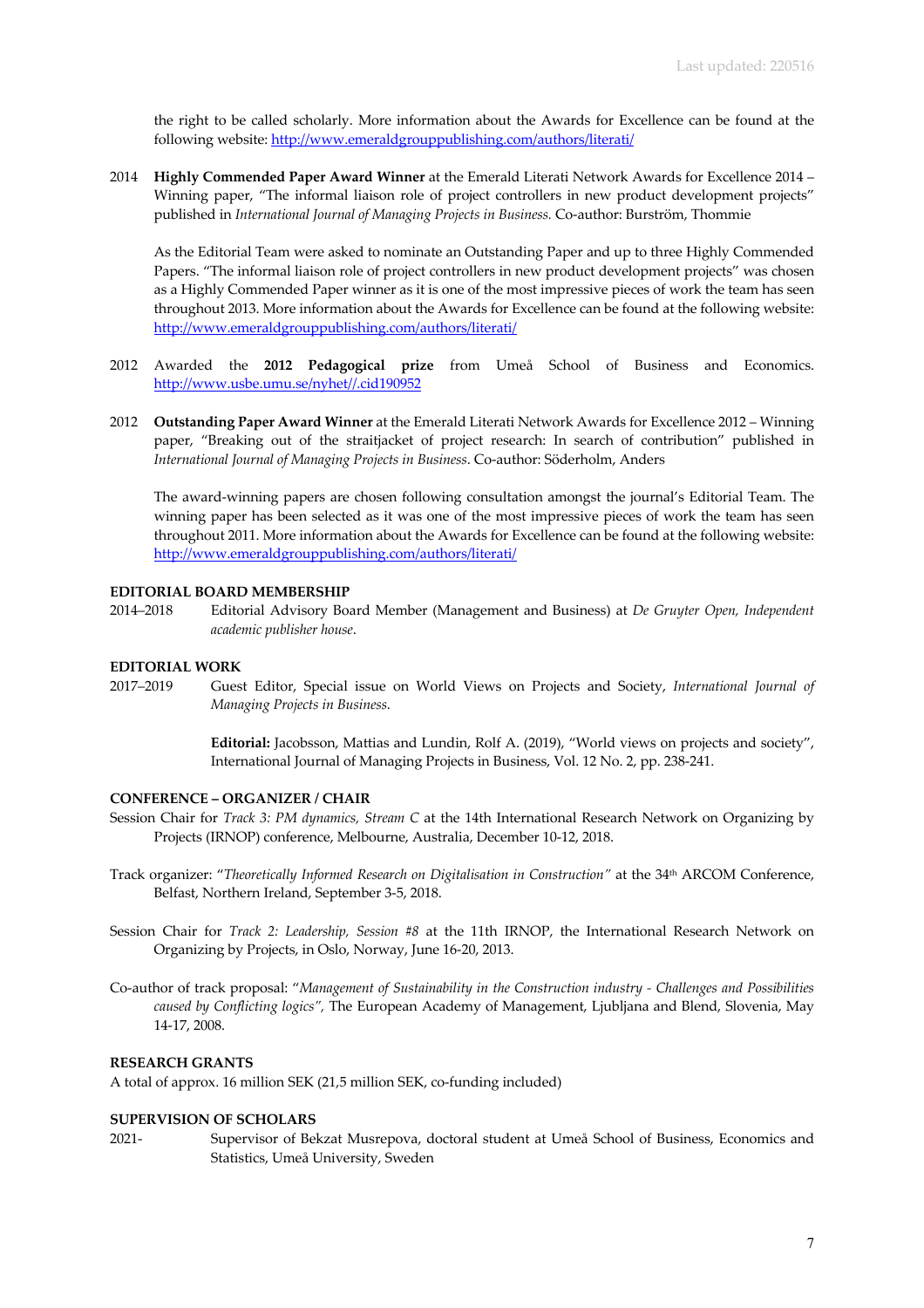the right to be called scholarly. More information about the Awards for Excellence can be found at the following website: http://www.emeraldgrouppublishing.com/authors/literati/

2014 **Highly Commended Paper Award Winner** at the Emerald Literati Network Awards for Excellence 2014 – Winning paper, "The informal liaison role of project controllers in new product development projects" published in *International Journal of Managing Projects in Business.* Co-author: Burström, Thommie

As the Editorial Team were asked to nominate an Outstanding Paper and up to three Highly Commended Papers. "The informal liaison role of project controllers in new product development projects" was chosen as a Highly Commended Paper winner as it is one of the most impressive pieces of work the team has seen throughout 2013. More information about the Awards for Excellence can be found at the following website: http://www.emeraldgrouppublishing.com/authors/literati/

2012 Awarded the **2012 Pedagogical prize** from Umeå School of Business and Economics. http://www.usbe.umu.se/nyhet//.cid190952

2012 **Outstanding Paper Award Winner** at the Emerald Literati Network Awards for Excellence 2012 – Winning paper, "Breaking out of the straitjacket of project research: In search of contribution" published in *International Journal of Managing Projects in Business*. Co-author: Söderholm, Anders

The award-winning papers are chosen following consultation amongst the journal's Editorial Team. The winning paper has been selected as it was one of the most impressive pieces of work the team has seen throughout 2011. More information about the Awards for Excellence can be found at the following website: http://www.emeraldgrouppublishing.com/authors/literati/

## EDITORIAL BOARD MEMBERSHIP

2014–2018 Editorial Advisory Board Member (Management and Business) at *De Gruyter Open, Independent academic publisher house*.

## EDITORIAL WORK

2017–2019 Guest Editor, Special issue on World Views on Projects and Society, *International Journal of Managing Projects in Business*.

**Editorial:** Jacobsson, Mattias and Lundin, Rolf A. (2019), "World views on projects and society", International Journal of Managing Projects in Business, Vol. 12 No. 2, pp. 238-241.

## CONFERENCE – ORGANIZER / CHAIR

Session Chair for *Track 3: PM dynamics, Stream C* at the 14th International Research Network on Organizing by Projects (IRNOP) conference, Melbourne, Australia, December 10-12, 2018.

Track organizer: "*Theoretically Informed Research on Digitalisation in Construction"* at the 34th ARCOM Conference, Belfast, Northern Ireland, September 3-5, 2018.

Session Chair for *Track 2: Leadership, Session #8* at the 11th IRNOP, the International Research Network on Organizing by Projects, in Oslo, Norway, June 16-20, 2013.

Co-author of track proposal: "*Management of Sustainability in the Construction industry - Challenges and Possibilities caused by Conflicting logics",* The European Academy of Management, Ljubljana and Blend, Slovenia, May 14-17, 2008.

## RESEARCH GRANTS

A total of approx. 16 million SEK (21,5 million SEK, co-funding included)

## SUPERVISION OF SCHOLARS

2021- Supervisor of Bekzat Musrepova, doctoral student at Umeå School of Business, Economics and Statistics, Umeå University, Sweden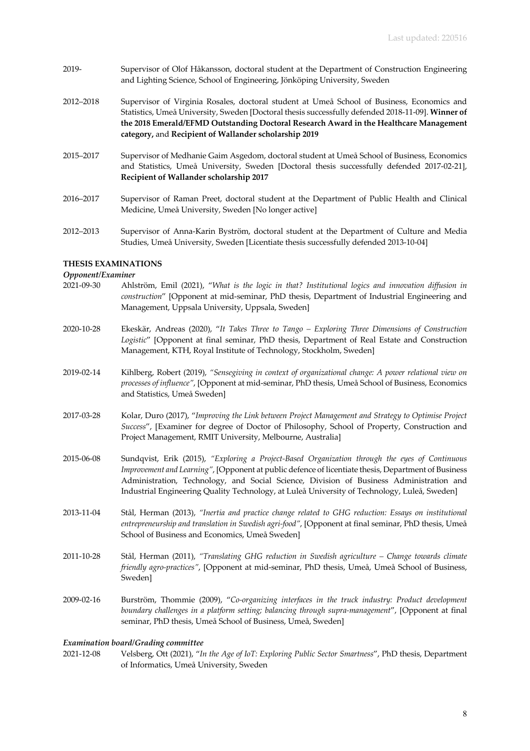2019- Supervisor of Olof Håkansson, doctoral student at the Department of Construction Engineering and Lighting Science, School of Engineering, Jönköping University, Sweden

2012–2018 Supervisor of Virginia Rosales, doctoral student at Umeå School of Business, Economics and Statistics, Umeå University, Sweden [Doctoral thesis successfully defended 2018-11-09]. **Winner of the 2018 Emerald/EFMD Outstanding Doctoral Research Award in the Healthcare Management category,** and **Recipient of Wallander scholarship 2019**

2015–2017 Supervisor of Medhanie Gaim Asgedom, doctoral student at Umeå School of Business, Economics and Statistics, Umeå University, Sweden [Doctoral thesis successfully defended 2017-02-21], **Recipient of Wallander scholarship 2017**

2016–2017 Supervisor of Raman Preet, doctoral student at the Department of Public Health and Clinical Medicine, Umeå University, Sweden [No longer active]

2012–2013 Supervisor of Anna-Karin Byström, doctoral student at the Department of Culture and Media Studies, Umeå University, Sweden [Licentiate thesis successfully defended 2013-10-04]

**THESIS EXAMINATIONS**

***Opponent/Examiner***

2021-09-30 Ahlström, Emil (2021), "*What is the logic in that? Institutional logics and innovation diffusion in construction*" [Opponent at mid-seminar, PhD thesis, Department of Industrial Engineering and Management, Uppsala University, Uppsala, Sweden]

2020-10-28 Ekeskär, Andreas (2020), "*It Takes Three to Tango – Exploring Three Dimensions of Construction Logistic*" [Opponent at final seminar, PhD thesis, Department of Real Estate and Construction Management, KTH, Royal Institute of Technology, Stockholm, Sweden]

2019-02-14 Kihlberg, Robert (2019), *"Sensegiving in context of organizational change: A power relational view on processes of influence"*, [Opponent at mid-seminar, PhD thesis, Umeå School of Business, Economics and Statistics, Umeå Sweden]

2017-03-28 Kolar, Duro (2017), "*Improving the Link between Project Management and Strategy to Optimise Project Success*", [Examiner for degree of Doctor of Philosophy, School of Property, Construction and Project Management, RMIT University, Melbourne, Australia]

2015-06-08 Sundqvist, Erik (2015), *"Exploring a Project-Based Organization through the eyes of Continuous Improvement and Learning"*, [Opponent at public defence of licentiate thesis, Department of Business Administration, Technology, and Social Science, Division of Business Administration and Industrial Engineering Quality Technology, at Luleå University of Technology, Luleå, Sweden]

2013-11-04 Stål, Herman (2013), *"Inertia and practice change related to GHG reduction: Essays on institutional entrepreneurship and translation in Swedish agri-food"*, [Opponent at final seminar, PhD thesis, Umeå School of Business and Economics, Umeå Sweden]

2011-10-28 Stål, Herman (2011), *"Translating GHG reduction in Swedish agriculture – Change towards climate friendly agro-practices"*, [Opponent at mid-seminar, PhD thesis, Umeå, Umeå School of Business, Sweden]

2009-02-16 Burström, Thommie (2009), "*Co-organizing interfaces in the truck industry: Product development boundary challenges in a platform setting; balancing through supra-management*", [Opponent at final seminar, PhD thesis, Umeå School of Business, Umeå, Sweden]

***Examination board/Grading committee***

2021-12-08 Velsberg, Ott (2021), "*In the Age of IoT: Exploring Public Sector Smartness*", PhD thesis, Department of Informatics, Umeå University, Sweden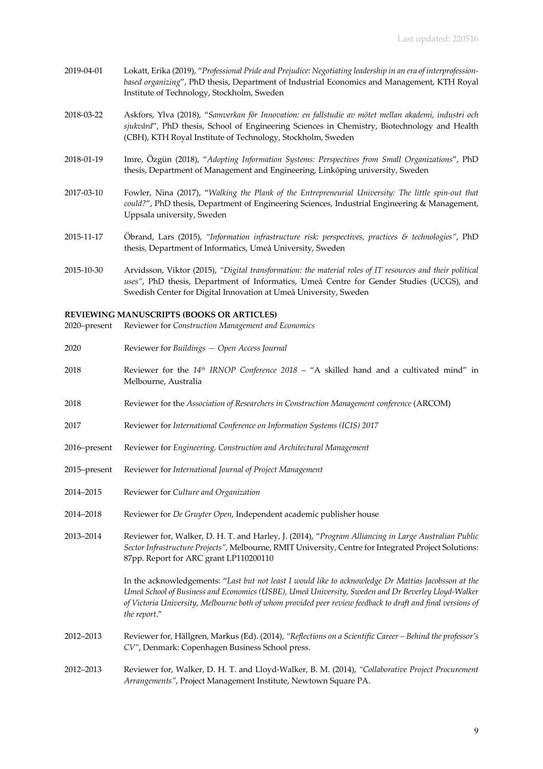2019-04-01 Lokatt, Erika (2019), "*Professional Pride and Prejudice: Negotiating leadership in an era of interprofession-based organizing*", PhD thesis, Department of Industrial Economics and Management, KTH Royal Institute of Technology, Stockholm, Sweden

2018-03-22 Askfors, Ylva (2018), "*Samverkan för Innovation: en fallstudie av mötet mellan akademi, industri och sjukvård*", PhD thesis, School of Engineering Sciences in Chemistry, Biotechnology and Health (CBH), KTH Royal Institute of Technology, Stockholm, Sweden

2018-01-19 Imre, Özgün (2018), "*Adopting Information Systems: Perspectives from Small Organizations*", PhD thesis, Department of Management and Engineering, Linköping university, Sweden

2017-03-10 Fowler, Nina (2017), "*Walking the Plank of the Entrepreneurial University: The little spin-out that could?*", PhD thesis, Department of Engineering Sciences, Industrial Engineering & Management, Uppsala university, Sweden

2015-11-17 Öbrand, Lars (2015), *"Information infrastructure risk: perspectives, practices & technologies"*, PhD thesis, Department of Informatics, Umeå University, Sweden

2015-10-30 Arvidsson, Viktor (2015), *"Digital transformation: the material roles of IT resources and their political uses"*, PhD thesis, Department of Informatics, Umeå Centre for Gender Studies (UCGS), and Swedish Center for Digital Innovation at Umeå University, Sweden

**REVIEWING MANUSCRIPTS (BOOKS OR ARTICLES)**

2020–present Reviewer for *Construction Management and Economics*

2020 Reviewer for *Buildings — Open Access Journal*

2018 Reviewer for the *14th IRNOP Conference 2018* – "A skilled hand and a cultivated mind" in Melbourne, Australia

2018 Reviewer for the *Association of Researchers in Construction Management conference* (ARCOM)

2017 Reviewer for *International Conference on Information Systems (ICIS) 2017*

2016–present Reviewer for *Engineering, Construction and Architectural Management*

2015–present Reviewer for *International Journal of Project Management*

2014–2015 Reviewer for *Culture and Organization*

2014–2018 Reviewer for *De Gruyter Open*, Independent academic publisher house

2013–2014 Reviewer for, Walker, D. H. T. and Harley, J. (2014), "*Program Alliancing in Large Australian Public Sector Infrastructure Projects",* Melbourne, RMIT University, Centre for Integrated Project Solutions: 87pp. Report for ARC grant LP110200110

In the acknowledgements: "*Last but not least I would like to acknowledge Dr Mattias Jacobsson at the Umeå School of Business and Economics (USBE), Umeå University, Sweden and Dr Beverley Lloyd-Walker of Victoria University, Melbourne both of whom provided peer review feedback to draft and final versions of the report*."

2012–2013 Reviewer for, Hällgren, Markus (Ed). (2014), *"Reflections on a Scientific Career – Behind the professor's CV"*, Denmark: Copenhagen Business School press.

2012–2013 Reviewer for, Walker, D. H. T. and Lloyd-Walker, B. M. (2014), *"Collaborative Project Procurement Arrangements"*, Project Management Institute, Newtown Square PA.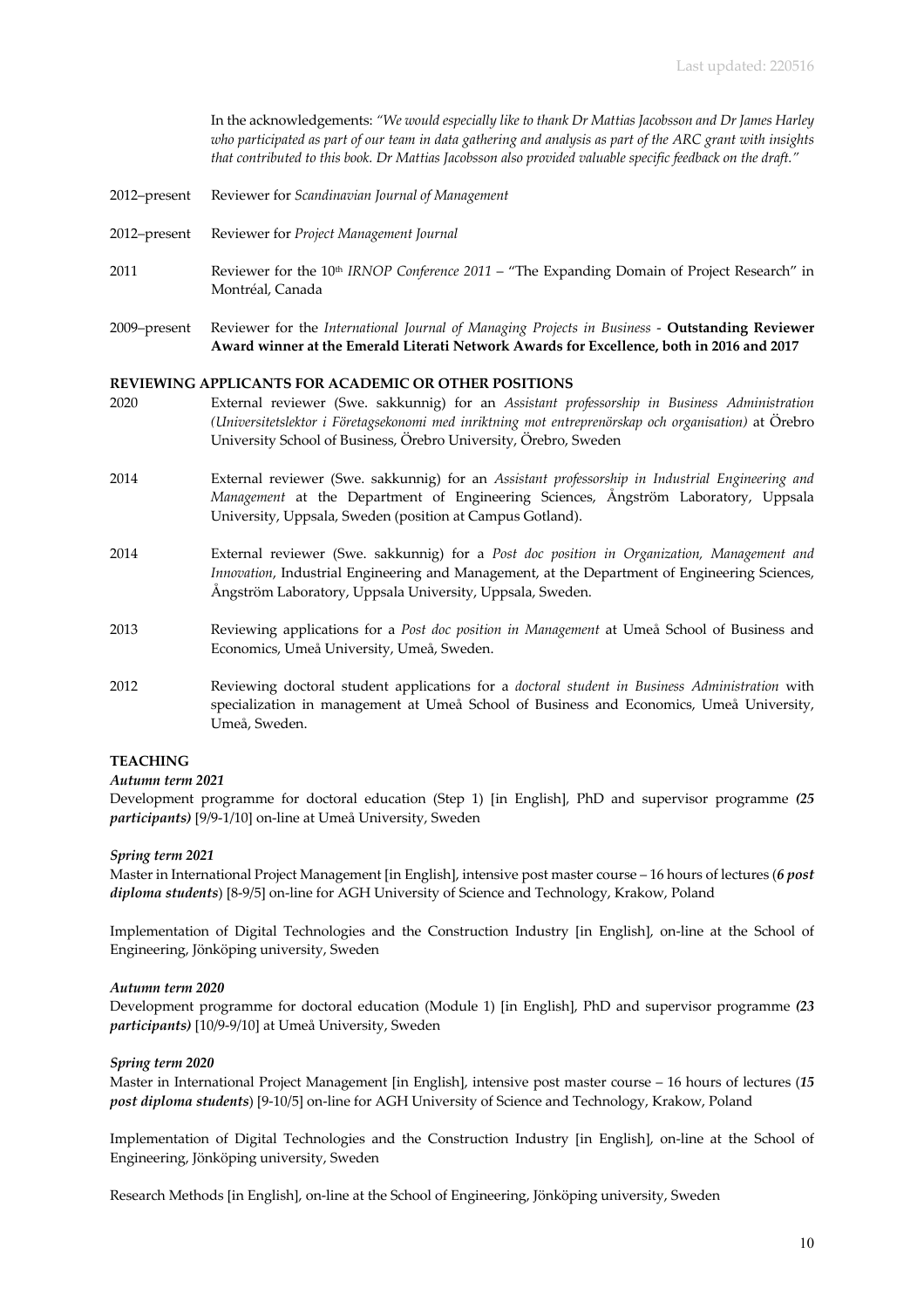In the acknowledgements: *"We would especially like to thank Dr Mattias Jacobsson and Dr James Harley who participated as part of our team in data gathering and analysis as part of the ARC grant with insights that contributed to this book. Dr Mattias Jacobsson also provided valuable specific feedback on the draft."*

2012–present Reviewer for *Scandinavian Journal of Management*

2012–present Reviewer for *Project Management Journal*

2011 Reviewer for the 10th *IRNOP Conference 2011* – "The Expanding Domain of Project Research" in Montréal, Canada

2009–present Reviewer for the *International Journal of Managing Projects in Business* - **Outstanding Reviewer Award winner at the Emerald Literati Network Awards for Excellence, both in 2016 and 2017**

**REVIEWING APPLICANTS FOR ACADEMIC OR OTHER POSITIONS**

2020 External reviewer (Swe. sakkunnig) for an *Assistant professorship in Business Administration (Universitetslektor i Företagsekonomi med inriktning mot entreprenörskap och organisation)* at Örebro University School of Business, Örebro University, Örebro, Sweden

2014 External reviewer (Swe. sakkunnig) for an *Assistant professorship in Industrial Engineering and Management* at the Department of Engineering Sciences, Ångström Laboratory, Uppsala University, Uppsala, Sweden (position at Campus Gotland).

2014 External reviewer (Swe. sakkunnig) for a *Post doc position in Organization, Management and Innovation*, Industrial Engineering and Management, at the Department of Engineering Sciences, Ångström Laboratory, Uppsala University, Uppsala, Sweden.

2013 Reviewing applications for a *Post doc position in Management* at Umeå School of Business and Economics, Umeå University, Umeå, Sweden.

2012 Reviewing doctoral student applications for a *doctoral student in Business Administration* with specialization in management at Umeå School of Business and Economics, Umeå University, Umeå, Sweden.

**TEACHING**

***Autumn term 2021***

Development programme for doctoral education (Step 1) [in English], PhD and supervisor programme ***(25 participants)*** [9/9-1/10] on-line at Umeå University, Sweden

***Spring term 2021***

Master in International Project Management [in English], intensive post master course – 16 hours of lectures (***6 post diploma students***) [8-9/5] on-line for AGH University of Science and Technology, Krakow, Poland

Implementation of Digital Technologies and the Construction Industry [in English], on-line at the School of Engineering, Jönköping university, Sweden

***Autumn term 2020***

Development programme for doctoral education (Module 1) [in English], PhD and supervisor programme ***(23 participants)*** [10/9-9/10] at Umeå University, Sweden

***Spring term 2020***

Master in International Project Management [in English], intensive post master course – 16 hours of lectures (***15 post diploma students***) [9-10/5] on-line for AGH University of Science and Technology, Krakow, Poland

Implementation of Digital Technologies and the Construction Industry [in English], on-line at the School of Engineering, Jönköping university, Sweden

Research Methods [in English], on-line at the School of Engineering, Jönköping university, Sweden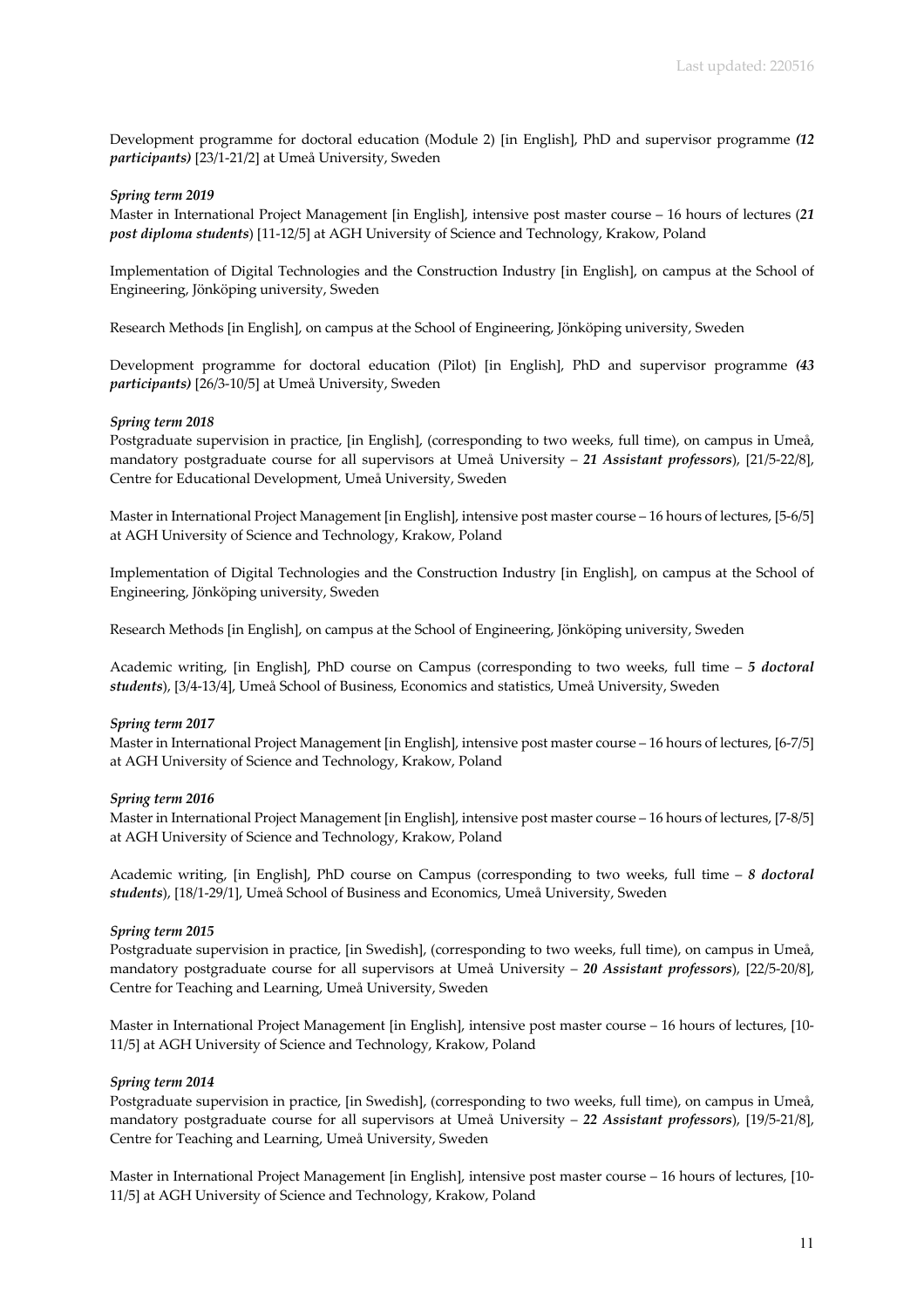Development programme for doctoral education (Module 2) [in English], PhD and supervisor programme ***(12 participants)*** [23/1-21/2] at Umeå University, Sweden

***Spring term 2019***

Master in International Project Management [in English], intensive post master course – 16 hours of lectures (***21 post diploma students***) [11-12/5] at AGH University of Science and Technology, Krakow, Poland

Implementation of Digital Technologies and the Construction Industry [in English], on campus at the School of Engineering, Jönköping university, Sweden

Research Methods [in English], on campus at the School of Engineering, Jönköping university, Sweden

Development programme for doctoral education (Pilot) [in English], PhD and supervisor programme ***(43 participants)*** [26/3-10/5] at Umeå University, Sweden

***Spring term 2018***

Postgraduate supervision in practice, [in English], (corresponding to two weeks, full time), on campus in Umeå, mandatory postgraduate course for all supervisors at Umeå University – ***21 Assistant professors***), [21/5-22/8], Centre for Educational Development, Umeå University, Sweden

Master in International Project Management [in English], intensive post master course – 16 hours of lectures, [5-6/5] at AGH University of Science and Technology, Krakow, Poland

Implementation of Digital Technologies and the Construction Industry [in English], on campus at the School of Engineering, Jönköping university, Sweden

Research Methods [in English], on campus at the School of Engineering, Jönköping university, Sweden

Academic writing, [in English], PhD course on Campus (corresponding to two weeks, full time – ***5 doctoral students***), [3/4-13/4], Umeå School of Business, Economics and statistics, Umeå University, Sweden

***Spring term 2017***

Master in International Project Management [in English], intensive post master course – 16 hours of lectures, [6-7/5] at AGH University of Science and Technology, Krakow, Poland

***Spring term 2016***

Master in International Project Management [in English], intensive post master course – 16 hours of lectures, [7-8/5] at AGH University of Science and Technology, Krakow, Poland

Academic writing, [in English], PhD course on Campus (corresponding to two weeks, full time – ***8 doctoral students***), [18/1-29/1], Umeå School of Business and Economics, Umeå University, Sweden

***Spring term 2015***

Postgraduate supervision in practice, [in Swedish], (corresponding to two weeks, full time), on campus in Umeå, mandatory postgraduate course for all supervisors at Umeå University – ***20 Assistant professors***), [22/5-20/8], Centre for Teaching and Learning, Umeå University, Sweden

Master in International Project Management [in English], intensive post master course – 16 hours of lectures, [10-11/5] at AGH University of Science and Technology, Krakow, Poland

***Spring term 2014***

Postgraduate supervision in practice, [in Swedish], (corresponding to two weeks, full time), on campus in Umeå, mandatory postgraduate course for all supervisors at Umeå University – ***22 Assistant professors***), [19/5-21/8], Centre for Teaching and Learning, Umeå University, Sweden

Master in International Project Management [in English], intensive post master course – 16 hours of lectures, [10-11/5] at AGH University of Science and Technology, Krakow, Poland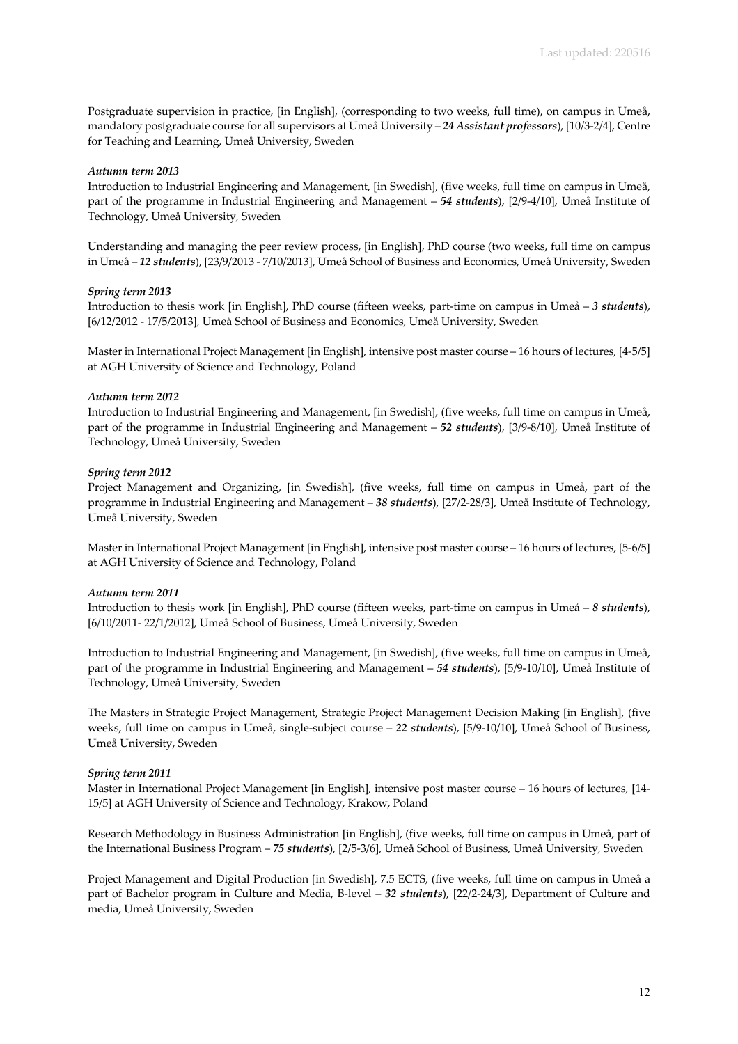Postgraduate supervision in practice, [in English], (corresponding to two weeks, full time), on campus in Umeå, mandatory postgraduate course for all supervisors at Umeå University – ***24 Assistant professors***), [10/3-2/4], Centre for Teaching and Learning, Umeå University, Sweden

***Autumn term 2013***

Introduction to Industrial Engineering and Management, [in Swedish], (five weeks, full time on campus in Umeå, part of the programme in Industrial Engineering and Management – ***54 students***), [2/9-4/10], Umeå Institute of Technology, Umeå University, Sweden

Understanding and managing the peer review process, [in English], PhD course (two weeks, full time on campus in Umeå – ***12 students***), [23/9/2013 - 7/10/2013], Umeå School of Business and Economics, Umeå University, Sweden

***Spring term 2013***

Introduction to thesis work [in English], PhD course (fifteen weeks, part-time on campus in Umeå – ***3 students***), [6/12/2012 - 17/5/2013], Umeå School of Business and Economics, Umeå University, Sweden

Master in International Project Management [in English], intensive post master course – 16 hours of lectures, [4-5/5] at AGH University of Science and Technology, Poland

***Autumn term 2012***

Introduction to Industrial Engineering and Management, [in Swedish], (five weeks, full time on campus in Umeå, part of the programme in Industrial Engineering and Management – ***52 students***), [3/9-8/10], Umeå Institute of Technology, Umeå University, Sweden

***Spring term 2012***

Project Management and Organizing, [in Swedish], (five weeks, full time on campus in Umeå, part of the programme in Industrial Engineering and Management – ***38 students***), [27/2-28/3], Umeå Institute of Technology, Umeå University, Sweden

Master in International Project Management [in English], intensive post master course – 16 hours of lectures, [5-6/5] at AGH University of Science and Technology, Poland

***Autumn term 2011***

Introduction to thesis work [in English], PhD course (fifteen weeks, part-time on campus in Umeå – ***8 students***), [6/10/2011- 22/1/2012], Umeå School of Business, Umeå University, Sweden

Introduction to Industrial Engineering and Management, [in Swedish], (five weeks, full time on campus in Umeå, part of the programme in Industrial Engineering and Management – ***54 students***), [5/9-10/10], Umeå Institute of Technology, Umeå University, Sweden

The Masters in Strategic Project Management, Strategic Project Management Decision Making [in English], (five weeks, full time on campus in Umeå, single-subject course – ***22 students***), [5/9-10/10], Umeå School of Business, Umeå University, Sweden

***Spring term 2011***

Master in International Project Management [in English], intensive post master course – 16 hours of lectures, [14-15/5] at AGH University of Science and Technology, Krakow, Poland

Research Methodology in Business Administration [in English], (five weeks, full time on campus in Umeå, part of the International Business Program – ***75 students***), [2/5-3/6], Umeå School of Business, Umeå University, Sweden

Project Management and Digital Production [in Swedish], 7.5 ECTS, (five weeks, full time on campus in Umeå a part of Bachelor program in Culture and Media, B-level – ***32 students***), [22/2-24/3], Department of Culture and media, Umeå University, Sweden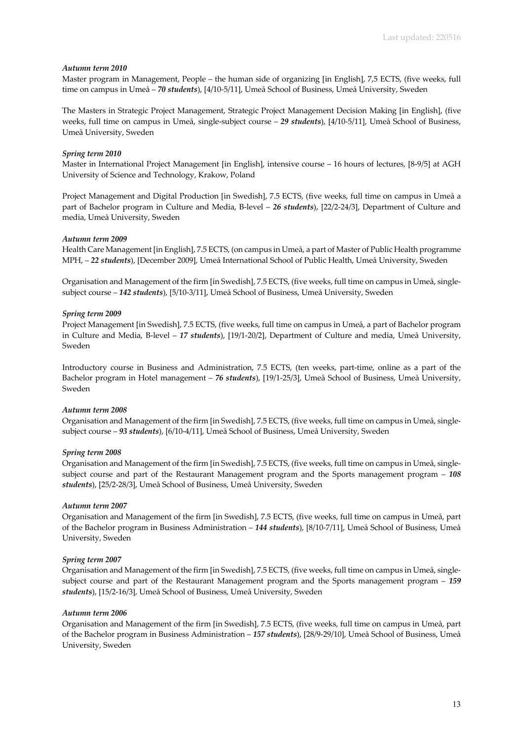*Autumn term 2010*

Master program in Management, People – the human side of organizing [in English], 7,5 ECTS, (five weeks, full time on campus in Umeå – ***70 students***), [4/10-5/11], Umeå School of Business, Umeå University, Sweden

The Masters in Strategic Project Management, Strategic Project Management Decision Making [in English], (five weeks, full time on campus in Umeå, single-subject course – ***29 students***), [4/10-5/11], Umeå School of Business, Umeå University, Sweden

*Spring term 2010*

Master in International Project Management [in English], intensive course – 16 hours of lectures, [8-9/5] at AGH University of Science and Technology, Krakow, Poland

Project Management and Digital Production [in Swedish], 7.5 ECTS, (five weeks, full time on campus in Umeå a part of Bachelor program in Culture and Media, B-level – ***26 students***), [22/2-24/3], Department of Culture and media, Umeå University, Sweden

*Autumn term 2009*

Health Care Management [in English], 7.5 ECTS, (on campus in Umeå, a part of Master of Public Health programme MPH, – ***22 students***), [December 2009], Umeå International School of Public Health, Umeå University, Sweden

Organisation and Management of the firm [in Swedish], 7.5 ECTS, (five weeks, full time on campus in Umeå, single-subject course – ***142 students***), [5/10-3/11], Umeå School of Business, Umeå University, Sweden

*Spring term 2009*

Project Management [in Swedish], 7.5 ECTS, (five weeks, full time on campus in Umeå, a part of Bachelor program in Culture and Media, B-level – ***17 students***), [19/1-20/2], Department of Culture and media, Umeå University, Sweden

Introductory course in Business and Administration, 7.5 ECTS, (ten weeks, part-time, online as a part of the Bachelor program in Hotel management – ***76 students***), [19/1-25/3], Umeå School of Business, Umeå University, Sweden

*Autumn term 2008*

Organisation and Management of the firm [in Swedish], 7.5 ECTS, (five weeks, full time on campus in Umeå, single-subject course – ***93 students***), [6/10-4/11], Umeå School of Business, Umeå University, Sweden

*Spring term 2008*

Organisation and Management of the firm [in Swedish], 7.5 ECTS, (five weeks, full time on campus in Umeå, single-subject course and part of the Restaurant Management program and the Sports management program – ***108 students***), [25/2-28/3], Umeå School of Business, Umeå University, Sweden

*Autumn term 2007*

Organisation and Management of the firm [in Swedish], 7.5 ECTS, (five weeks, full time on campus in Umeå, part of the Bachelor program in Business Administration – ***144 students***), [8/10-7/11], Umeå School of Business, Umeå University, Sweden

*Spring term 2007*

Organisation and Management of the firm [in Swedish], 7.5 ECTS, (five weeks, full time on campus in Umeå, single-subject course and part of the Restaurant Management program and the Sports management program – ***159 students***), [15/2-16/3], Umeå School of Business, Umeå University, Sweden

*Autumn term 2006*

Organisation and Management of the firm [in Swedish], 7.5 ECTS, (five weeks, full time on campus in Umeå, part of the Bachelor program in Business Administration – ***157 students***), [28/9-29/10], Umeå School of Business, Umeå University, Sweden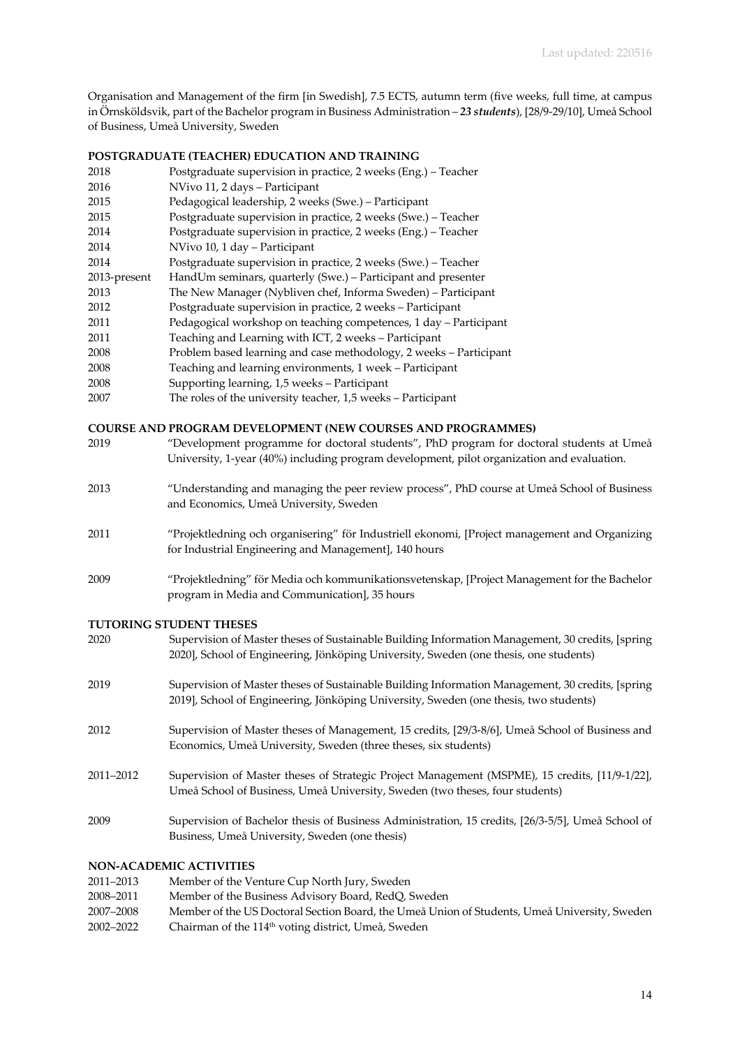Organisation and Management of the firm [in Swedish], 7.5 ECTS, autumn term (five weeks, full time, at campus in Örnsköldsvik, part of the Bachelor program in Business Administration – ***23 students***), [28/9-29/10], Umeå School of Business, Umeå University, Sweden

**POSTGRADUATE (TEACHER) EDUCATION AND TRAINING**

| | |
|---|---|
| 2018 | Postgraduate supervision in practice, 2 weeks (Eng.) – Teacher |
| 2016 | NVivo 11, 2 days – Participant |
| 2015 | Pedagogical leadership, 2 weeks (Swe.) – Participant |
| 2015 | Postgraduate supervision in practice, 2 weeks (Swe.) – Teacher |
| 2014 | Postgraduate supervision in practice, 2 weeks (Eng.) – Teacher |
| 2014 | NVivo 10, 1 day – Participant |
| 2014 | Postgraduate supervision in practice, 2 weeks (Swe.) – Teacher |
| 2013-present | HandUm seminars, quarterly (Swe.) – Participant and presenter |
| 2013 | The New Manager (Nybliven chef, Informa Sweden) – Participant |
| 2012 | Postgraduate supervision in practice, 2 weeks – Participant |
| 2011 | Pedagogical workshop on teaching competences, 1 day – Participant |
| 2011 | Teaching and Learning with ICT, 2 weeks – Participant |
| 2008 | Problem based learning and case methodology, 2 weeks – Participant |
| 2008 | Teaching and learning environments, 1 week – Participant |
| 2008 | Supporting learning, 1,5 weeks – Participant |
| 2007 | The roles of the university teacher, 1,5 weeks – Participant |

**COURSE AND PROGRAM DEVELOPMENT (NEW COURSES AND PROGRAMMES)**

| | |
|---|---|
| 2019 | "Development programme for doctoral students", PhD program for doctoral students at Umeå University, 1-year (40%) including program development, pilot organization and evaluation. |
| 2013 | "Understanding and managing the peer review process", PhD course at Umeå School of Business and Economics, Umeå University, Sweden |
| 2011 | "Projektledning och organisering" för Industriell ekonomi, [Project management and Organizing for Industrial Engineering and Management], 140 hours |
| 2009 | "Projektledning" för Media och kommunikationsvetenskap, [Project Management for the Bachelor program in Media and Communication], 35 hours |

**TUTORING STUDENT THESES**

| | |
|---|---|
| 2020 | Supervision of Master theses of Sustainable Building Information Management, 30 credits, [spring 2020], School of Engineering, Jönköping University, Sweden (one thesis, one students) |
| 2019 | Supervision of Master theses of Sustainable Building Information Management, 30 credits, [spring 2019], School of Engineering, Jönköping University, Sweden (one thesis, two students) |
| 2012 | Supervision of Master theses of Management, 15 credits, [29/3-8/6], Umeå School of Business and Economics, Umeå University, Sweden (three theses, six students) |
| 2011–2012 | Supervision of Master theses of Strategic Project Management (MSPME), 15 credits, [11/9-1/22], Umeå School of Business, Umeå University, Sweden (two theses, four students) |
| 2009 | Supervision of Bachelor thesis of Business Administration, 15 credits, [26/3-5/5], Umeå School of Business, Umeå University, Sweden (one thesis) |

**NON-ACADEMIC ACTIVITIES**

| | |
|---|---|
| 2011–2013 | Member of the Venture Cup North Jury, Sweden |
| 2008–2011 | Member of the Business Advisory Board, RedQ, Sweden |
| 2007–2008 | Member of the US Doctoral Section Board, the Umeå Union of Students, Umeå University, Sweden |
| 2002–2022 | Chairman of the 114th voting district, Umeå, Sweden |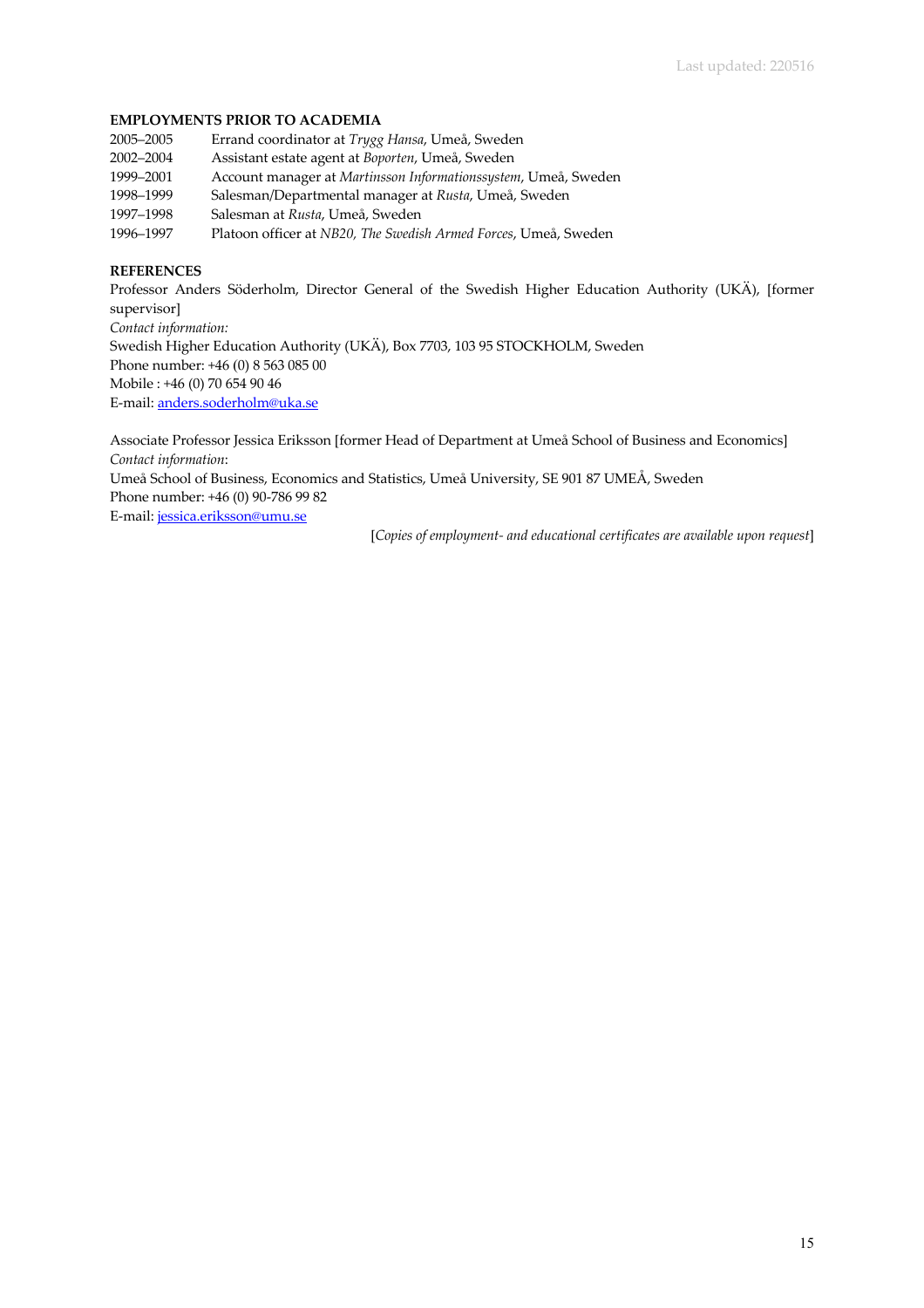Last updated: 220516

**EMPLOYMENTS PRIOR TO ACADEMIA**

| | |
|---|---|
| 2005–2005 | Errand coordinator at *Trygg Hansa*, Umeå, Sweden |
| 2002–2004 | Assistant estate agent at *Boporten*, Umeå, Sweden |
| 1999–2001 | Account manager at *Martinsson Informationssystem*, Umeå, Sweden |
| 1998–1999 | Salesman/Departmental manager at *Rusta*, Umeå, Sweden |
| 1997–1998 | Salesman at *Rusta*, Umeå, Sweden |
| 1996–1997 | Platoon officer at *NB20, The Swedish Armed Forces*, Umeå, Sweden |

**REFERENCES**

Professor Anders Söderholm, Director General of the Swedish Higher Education Authority (UKÄ), [former supervisor]
*Contact information:*
Swedish Higher Education Authority (UKÄ), Box 7703, 103 95 STOCKHOLM, Sweden
Phone number: +46 (0) 8 563 085 00
Mobile : +46 (0) 70 654 90 46
E-mail: anders.soderholm@uka.se

Associate Professor Jessica Eriksson [former Head of Department at Umeå School of Business and Economics]
*Contact information*:
Umeå School of Business, Economics and Statistics, Umeå University, SE 901 87 UMEÅ, Sweden
Phone number: +46 (0) 90-786 99 82
E-mail: jessica.eriksson@umu.se

[*Copies of employment- and educational certificates are available upon request*]